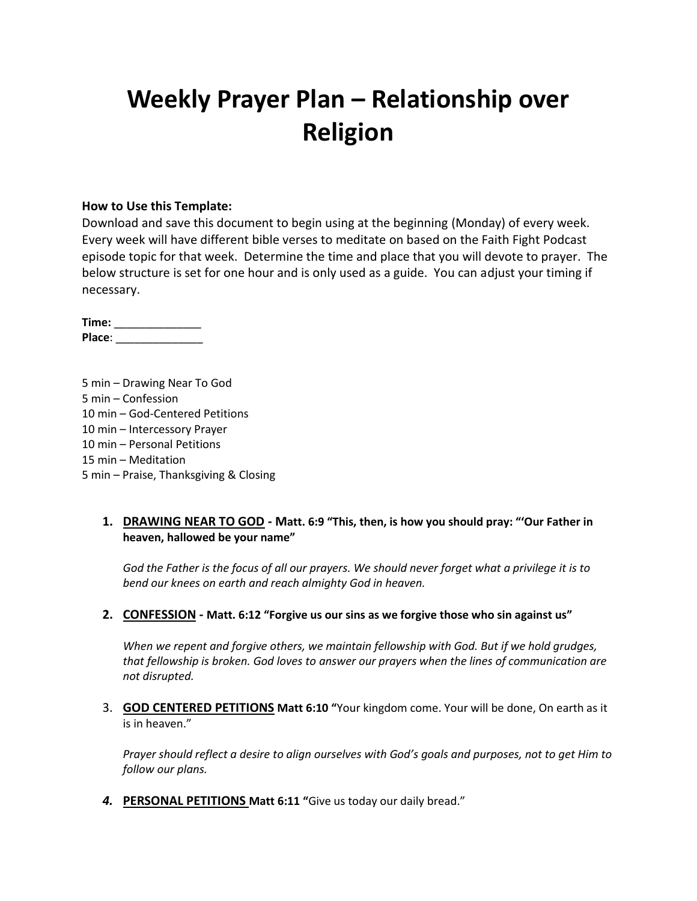# Weekly Prayer Plan – Relationship over Religion

**How to Use this Template:**
Download and save this document to begin using at the beginning (Monday) of every week. Every week will have different bible verses to meditate on based on the Faith Fight Podcast episode topic for that week. Determine the time and place that you will devote to prayer. The below structure is set for one hour and is only used as a guide. You can adjust your timing if necessary.

**Time:** ______________
**Place**: ______________

5 min – Drawing Near To God
5 min – Confession
10 min – God-Centered Petitions
10 min – Intercessory Prayer
10 min – Personal Petitions
15 min – Meditation
5 min – Praise, Thanksgiving & Closing

1. **DRAWING NEAR TO GOD - Matt. 6:9 "This, then, is how you should pray: "'Our Father in heaven, hallowed be your name"**

   *God the Father is the focus of all our prayers. We should never forget what a privilege it is to bend our knees on earth and reach almighty God in heaven.*

2. **CONFESSION - Matt. 6:12 "Forgive us our sins as we forgive those who sin against us"**

   *When we repent and forgive others, we maintain fellowship with God. But if we hold grudges, that fellowship is broken. God loves to answer our prayers when the lines of communication are not disrupted.*

3. **GOD CENTERED PETITIONS Matt 6:10 "**Your kingdom come. Your will be done, On earth as it is in heaven."

   *Prayer should reflect a desire to align ourselves with God's goals and purposes, not to get Him to follow our plans.*

4. **PERSONAL PETITIONS Matt 6:11 "**Give us today our daily bread."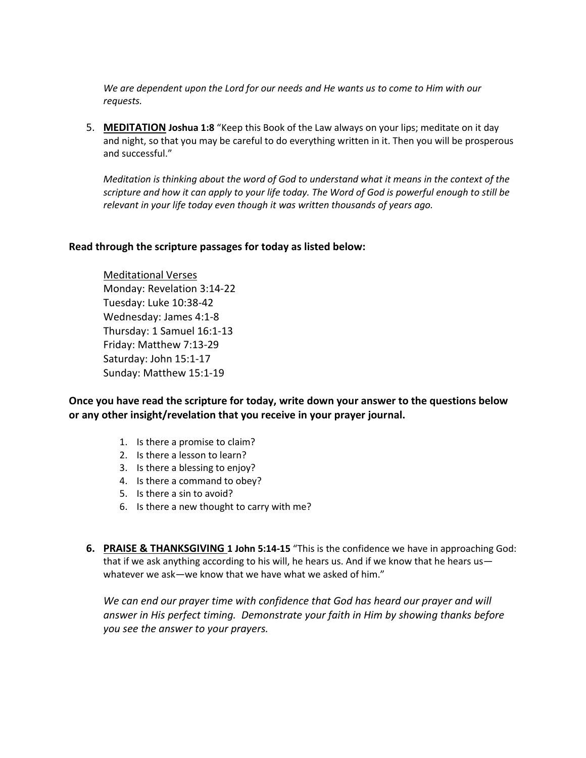*We are dependent upon the Lord for our needs and He wants us to come to Him with our requests.*

5. **MEDITATION** **Joshua 1:8** "Keep this Book of the Law always on your lips; meditate on it day and night, so that you may be careful to do everything written in it. Then you will be prosperous and successful."

   *Meditation is thinking about the word of God to understand what it means in the context of the scripture and how it can apply to your life today. The Word of God is powerful enough to still be relevant in your life today even though it was written thousands of years ago.*

**Read through the scripture passages for today as listed below:**

Meditational Verses
Monday: Revelation 3:14-22
Tuesday: Luke 10:38-42
Wednesday: James 4:1-8
Thursday: 1 Samuel 16:1-13
Friday: Matthew 7:13-29
Saturday: John 15:1-17
Sunday: Matthew 15:1-19

**Once you have read the scripture for today, write down your answer to the questions below or any other insight/revelation that you receive in your prayer journal.**

1. Is there a promise to claim?
2. Is there a lesson to learn?
3. Is there a blessing to enjoy?
4. Is there a command to obey?
5. Is there a sin to avoid?
6. Is there a new thought to carry with me?

6. **PRAISE & THANKSGIVING** **1 John 5:14-15** "This is the confidence we have in approaching God: that if we ask anything according to his will, he hears us. And if we know that he hears us—whatever we ask—we know that we have what we asked of him."

   *We can end our prayer time with confidence that God has heard our prayer and will answer in His perfect timing. Demonstrate your faith in Him by showing thanks before you see the answer to your prayers.*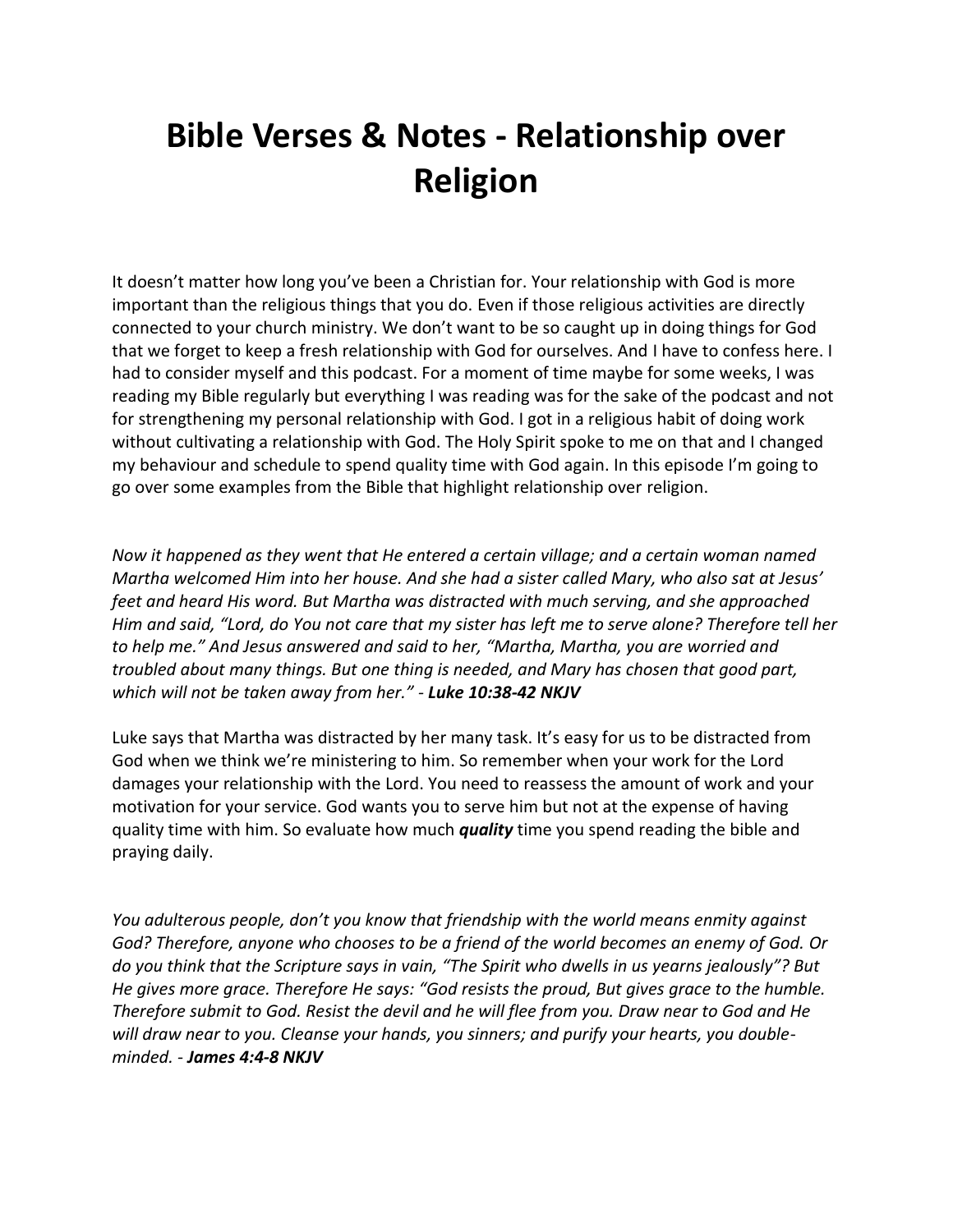# Bible Verses & Notes - Relationship over Religion

It doesn't matter how long you've been a Christian for. Your relationship with God is more important than the religious things that you do. Even if those religious activities are directly connected to your church ministry. We don't want to be so caught up in doing things for God that we forget to keep a fresh relationship with God for ourselves. And I have to confess here. I had to consider myself and this podcast. For a moment of time maybe for some weeks, I was reading my Bible regularly but everything I was reading was for the sake of the podcast and not for strengthening my personal relationship with God. I got in a religious habit of doing work without cultivating a relationship with God. The Holy Spirit spoke to me on that and I changed my behaviour and schedule to spend quality time with God again. In this episode I'm going to go over some examples from the Bible that highlight relationship over religion.

*Now it happened as they went that He entered a certain village; and a certain woman named Martha welcomed Him into her house. And she had a sister called Mary, who also sat at Jesus' feet and heard His word. But Martha was distracted with much serving, and she approached Him and said, "Lord, do You not care that my sister has left me to serve alone? Therefore tell her to help me." And Jesus answered and said to her, "Martha, Martha, you are worried and troubled about many things. But one thing is needed, and Mary has chosen that good part, which will not be taken away from her."* - ***Luke 10:38-42 NKJV***

Luke says that Martha was distracted by her many task. It's easy for us to be distracted from God when we think we're ministering to him. So remember when your work for the Lord damages your relationship with the Lord. You need to reassess the amount of work and your motivation for your service. God wants you to serve him but not at the expense of having quality time with him. So evaluate how much ***quality*** time you spend reading the bible and praying daily.

*You adulterous people, don't you know that friendship with the world means enmity against God? Therefore, anyone who chooses to be a friend of the world becomes an enemy of God. Or do you think that the Scripture says in vain, "The Spirit who dwells in us yearns jealously"? But He gives more grace. Therefore He says: "God resists the proud, But gives grace to the humble. Therefore submit to God. Resist the devil and he will flee from you. Draw near to God and He will draw near to you. Cleanse your hands, you sinners; and purify your hearts, you double-minded.* - ***James 4:4-8 NKJV***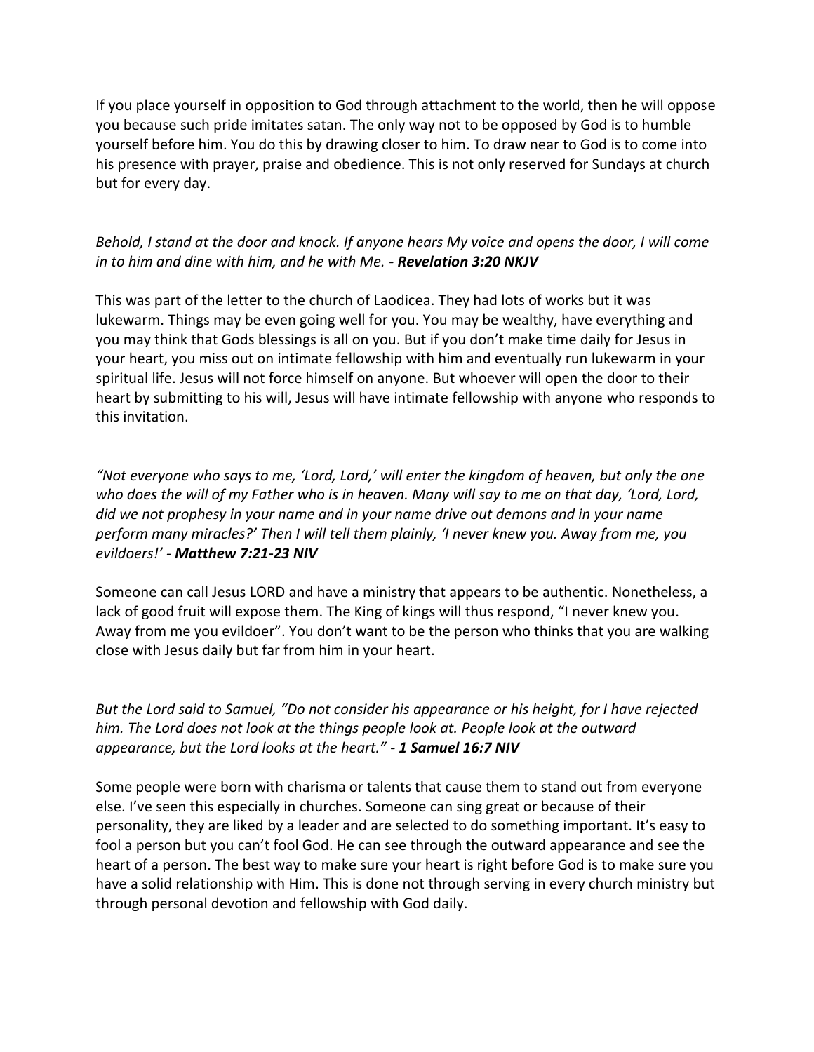If you place yourself in opposition to God through attachment to the world, then he will oppose you because such pride imitates satan. The only way not to be opposed by God is to humble yourself before him. You do this by drawing closer to him. To draw near to God is to come into his presence with prayer, praise and obedience. This is not only reserved for Sundays at church but for every day.

*Behold, I stand at the door and knock. If anyone hears My voice and opens the door, I will come in to him and dine with him, and he with Me. -* ***Revelation 3:20 NKJV***

This was part of the letter to the church of Laodicea. They had lots of works but it was lukewarm. Things may be even going well for you. You may be wealthy, have everything and you may think that Gods blessings is all on you. But if you don't make time daily for Jesus in your heart, you miss out on intimate fellowship with him and eventually run lukewarm in your spiritual life. Jesus will not force himself on anyone. But whoever will open the door to their heart by submitting to his will, Jesus will have intimate fellowship with anyone who responds to this invitation.

*"Not everyone who says to me, 'Lord, Lord,' will enter the kingdom of heaven, but only the one who does the will of my Father who is in heaven. Many will say to me on that day, 'Lord, Lord, did we not prophesy in your name and in your name drive out demons and in your name perform many miracles?' Then I will tell them plainly, 'I never knew you. Away from me, you evildoers!' -* ***Matthew 7:21-23 NIV***

Someone can call Jesus LORD and have a ministry that appears to be authentic. Nonetheless, a lack of good fruit will expose them. The King of kings will thus respond, "I never knew you. Away from me you evildoer". You don't want to be the person who thinks that you are walking close with Jesus daily but far from him in your heart.

*But the Lord said to Samuel, "Do not consider his appearance or his height, for I have rejected him. The Lord does not look at the things people look at. People look at the outward appearance, but the Lord looks at the heart." -* ***1 Samuel 16:7 NIV***

Some people were born with charisma or talents that cause them to stand out from everyone else. I've seen this especially in churches. Someone can sing great or because of their personality, they are liked by a leader and are selected to do something important. It's easy to fool a person but you can't fool God. He can see through the outward appearance and see the heart of a person. The best way to make sure your heart is right before God is to make sure you have a solid relationship with Him. This is done not through serving in every church ministry but through personal devotion and fellowship with God daily.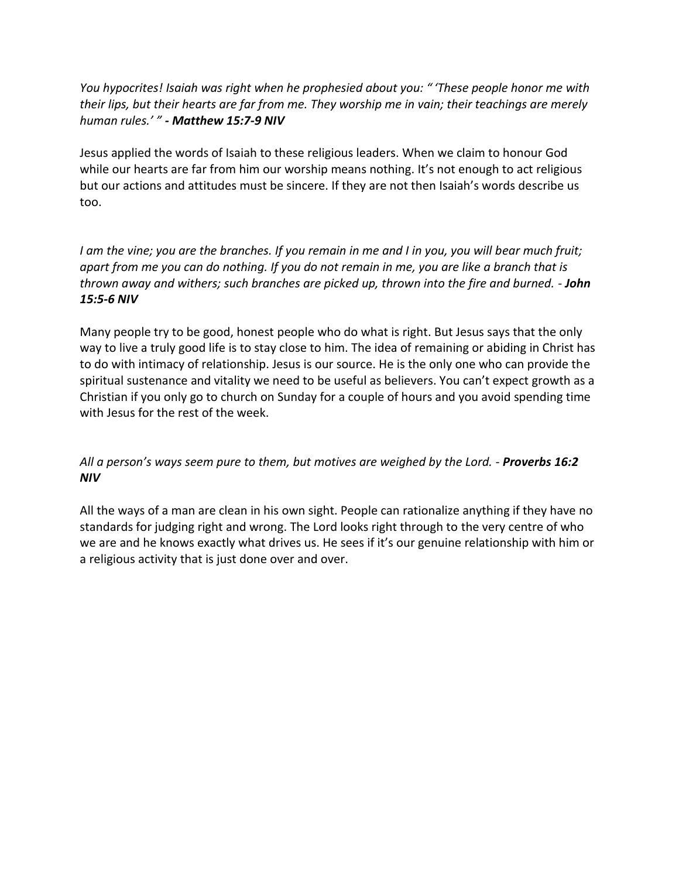*You hypocrites! Isaiah was right when he prophesied about you: " 'These people honor me with their lips, but their hearts are far from me. They worship me in vain; their teachings are merely human rules.' "* ***- Matthew 15:7-9 NIV***

Jesus applied the words of Isaiah to these religious leaders. When we claim to honour God while our hearts are far from him our worship means nothing. It's not enough to act religious but our actions and attitudes must be sincere. If they are not then Isaiah's words describe us too.

*I am the vine; you are the branches. If you remain in me and I in you, you will bear much fruit; apart from me you can do nothing. If you do not remain in me, you are like a branch that is thrown away and withers; such branches are picked up, thrown into the fire and burned. -* ***John 15:5-6 NIV***

Many people try to be good, honest people who do what is right. But Jesus says that the only way to live a truly good life is to stay close to him. The idea of remaining or abiding in Christ has to do with intimacy of relationship. Jesus is our source. He is the only one who can provide the spiritual sustenance and vitality we need to be useful as believers. You can't expect growth as a Christian if you only go to church on Sunday for a couple of hours and you avoid spending time with Jesus for the rest of the week.

*All a person's ways seem pure to them, but motives are weighed by the Lord. -* ***Proverbs 16:2 NIV***

All the ways of a man are clean in his own sight. People can rationalize anything if they have no standards for judging right and wrong. The Lord looks right through to the very centre of who we are and he knows exactly what drives us. He sees if it's our genuine relationship with him or a religious activity that is just done over and over.